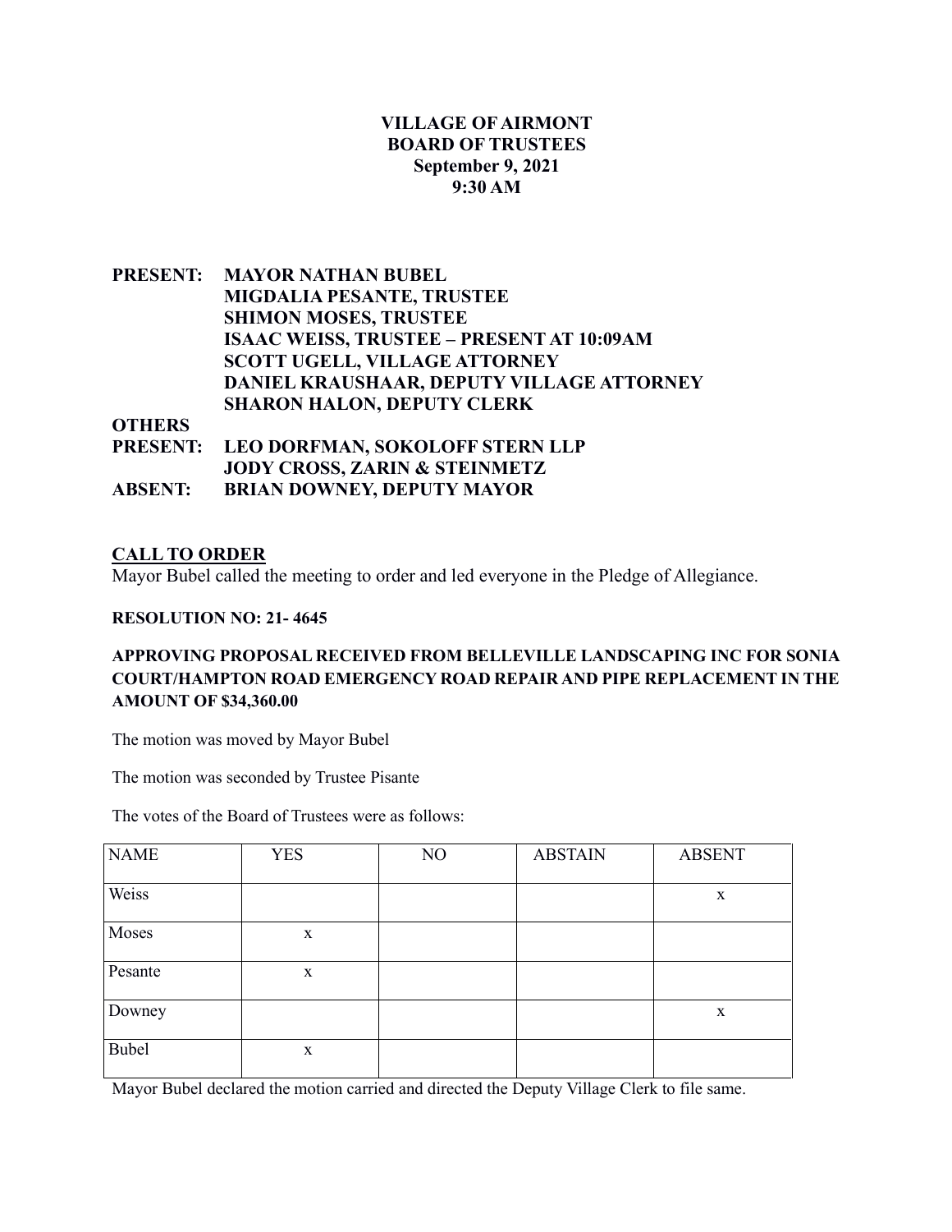**VILLAGE OF AIRMONT**
**BOARD OF TRUSTEES**
**September 9, 2021**
**9:30 AM**

**PRESENT:** **MAYOR NATHAN BUBEL**
**MIGDALIA PESANTE, TRUSTEE**
**SHIMON MOSES, TRUSTEE**
**ISAAC WEISS, TRUSTEE – PRESENT AT 10:09AM**
**SCOTT UGELL, VILLAGE ATTORNEY**
**DANIEL KRAUSHAAR, DEPUTY VILLAGE ATTORNEY**
**SHARON HALON, DEPUTY CLERK**

**OTHERS PRESENT:** **LEO DORFMAN, SOKOLOFF STERN LLP**
**JODY CROSS, ZARIN & STEINMETZ**

**ABSENT:** **BRIAN DOWNEY, DEPUTY MAYOR**

## CALL TO ORDER

Mayor Bubel called the meeting to order and led everyone in the Pledge of Allegiance.

**RESOLUTION NO: 21- 4645**

**APPROVING PROPOSAL RECEIVED FROM BELLEVILLE LANDSCAPING INC FOR SONIA COURT/HAMPTON ROAD EMERGENCY ROAD REPAIR AND PIPE REPLACEMENT IN THE AMOUNT OF $34,360.00**

The motion was moved by Mayor Bubel

The motion was seconded by Trustee Pisante

The votes of the Board of Trustees were as follows:

| NAME | YES | NO | ABSTAIN | ABSENT |
|---|---|---|---|---|
| Weiss | | | | x |
| Moses | x | | | |
| Pesante | x | | | |
| Downey | | | | x |
| Bubel | x | | | |

Mayor Bubel declared the motion carried and directed the Deputy Village Clerk to file same.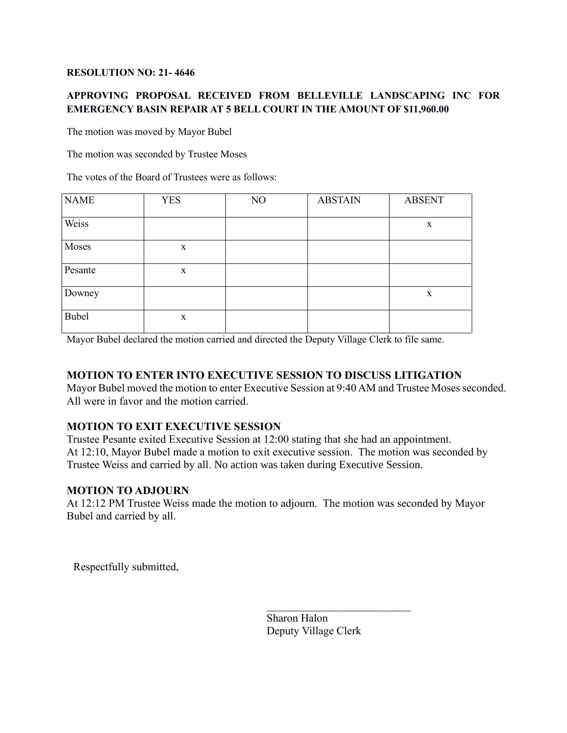**RESOLUTION NO: 21- 4646**

**APPROVING PROPOSAL RECEIVED FROM BELLEVILLE LANDSCAPING INC FOR EMERGENCY BASIN REPAIR AT 5 BELL COURT IN THE AMOUNT OF $11,960.00**

The motion was moved by Mayor Bubel

The motion was seconded by Trustee Moses

The votes of the Board of Trustees were as follows:

| NAME | YES | NO | ABSTAIN | ABSENT |
|---|---|---|---|---|
| Weiss | | | | x |
| Moses | x | | | |
| Pesante | x | | | |
| Downey | | | | x |
| Bubel | x | | | |

Mayor Bubel declared the motion carried and directed the Deputy Village Clerk to file same.

**MOTION TO ENTER INTO EXECUTIVE SESSION TO DISCUSS LITIGATION**

Mayor Bubel moved the motion to enter Executive Session at 9:40 AM and Trustee Moses seconded. All were in favor and the motion carried.

**MOTION TO EXIT EXECUTIVE SESSION**

Trustee Pesante exited Executive Session at 12:00 stating that she had an appointment. At 12:10, Mayor Bubel made a motion to exit executive session. The motion was seconded by Trustee Weiss and carried by all. No action was taken during Executive Session.

**MOTION TO ADJOURN**

At 12:12 PM Trustee Weiss made the motion to adjourn. The motion was seconded by Mayor Bubel and carried by all.

Respectfully submitted,

Sharon Halon
Deputy Village Clerk